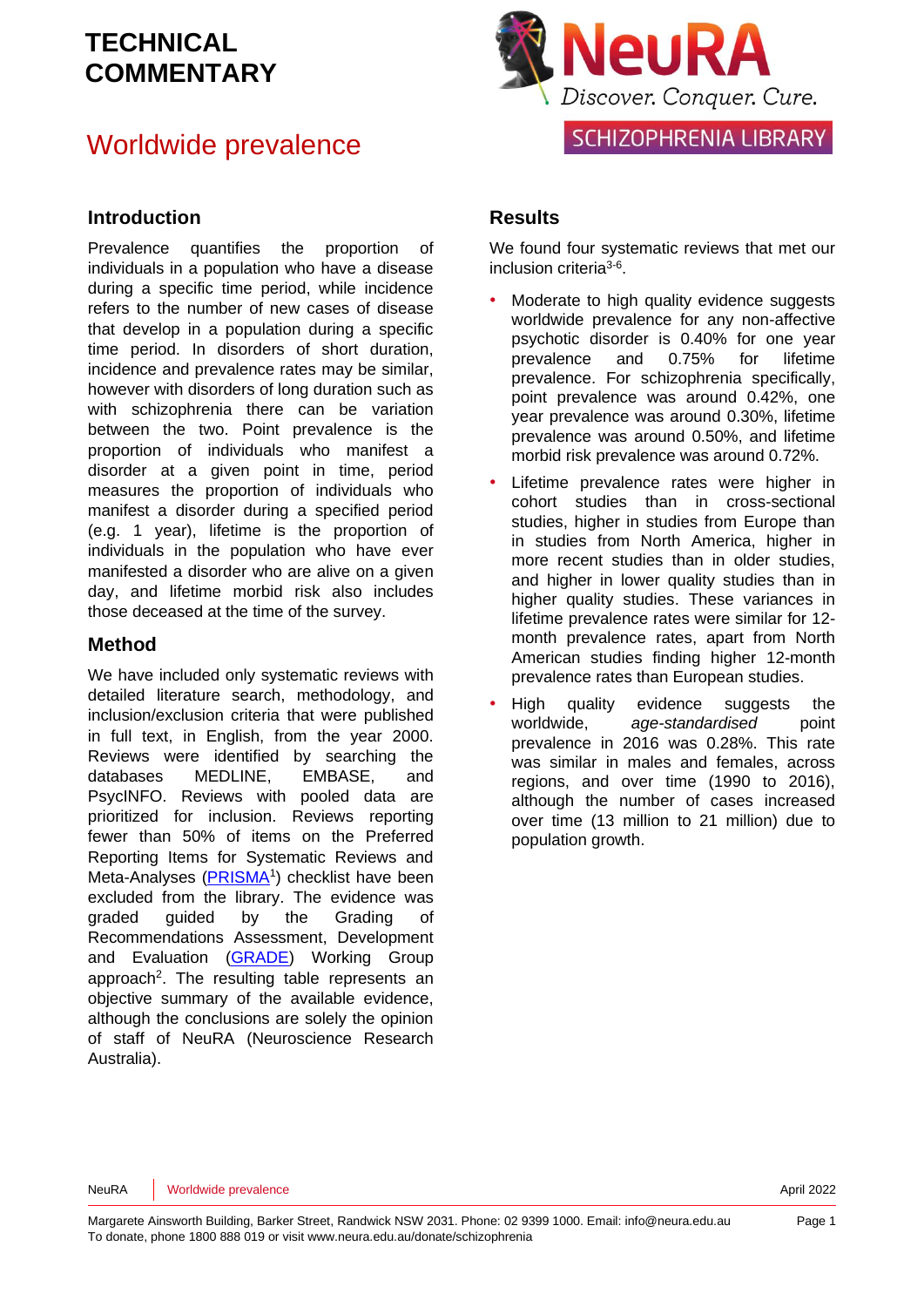TECHNICAL COMMENTARY

NeuRA

Discover. Conquer. Cure.

SCHIZOPHRENIA LIBRARY

# Worldwide prevalence

## Introduction

Prevalence quantifies the proportion of individuals in a population who have a disease during a specific time period, while incidence refers to the number of new cases of disease that develop in a population during a specific time period. In disorders of short duration, incidence and prevalence rates may be similar, however with disorders of long duration such as with schizophrenia there can be variation between the two. Point prevalence is the proportion of individuals who manifest a disorder at a given point in time, period measures the proportion of individuals who manifest a disorder during a specified period (e.g. 1 year), lifetime is the proportion of individuals in the population who have ever manifested a disorder who are alive on a given day, and lifetime morbid risk also includes those deceased at the time of the survey.

## Method

We have included only systematic reviews with detailed literature search, methodology, and inclusion/exclusion criteria that were published in full text, in English, from the year 2000. Reviews were identified by searching the databases MEDLINE, EMBASE, and PsycINFO. Reviews with pooled data are prioritized for inclusion. Reviews reporting fewer than 50% of items on the Preferred Reporting Items for Systematic Reviews and Meta-Analyses (PRISMA[1]) checklist have been excluded from the library. The evidence was graded guided by the Grading of Recommendations Assessment, Development and Evaluation (GRADE) Working Group approach[2]. The resulting table represents an objective summary of the available evidence, although the conclusions are solely the opinion of staff of NeuRA (Neuroscience Research Australia).

## Results

We found four systematic reviews that met our inclusion criteria[3-6].

- Moderate to high quality evidence suggests worldwide prevalence for any non-affective psychotic disorder is 0.40% for one year prevalence and 0.75% for lifetime prevalence. For schizophrenia specifically, point prevalence was around 0.42%, one year prevalence was around 0.30%, lifetime prevalence was around 0.50%, and lifetime morbid risk prevalence was around 0.72%.
- Lifetime prevalence rates were higher in cohort studies than in cross-sectional studies, higher in studies from Europe than in studies from North America, higher in more recent studies than in older studies, and higher in lower quality studies than in higher quality studies. These variances in lifetime prevalence rates were similar for 12-month prevalence rates, apart from North American studies finding higher 12-month prevalence rates than European studies.
- High quality evidence suggests the worldwide, *age-standardised* point prevalence in 2016 was 0.28%. This rate was similar in males and females, across regions, and over time (1990 to 2016), although the number of cases increased over time (13 million to 21 million) due to population growth.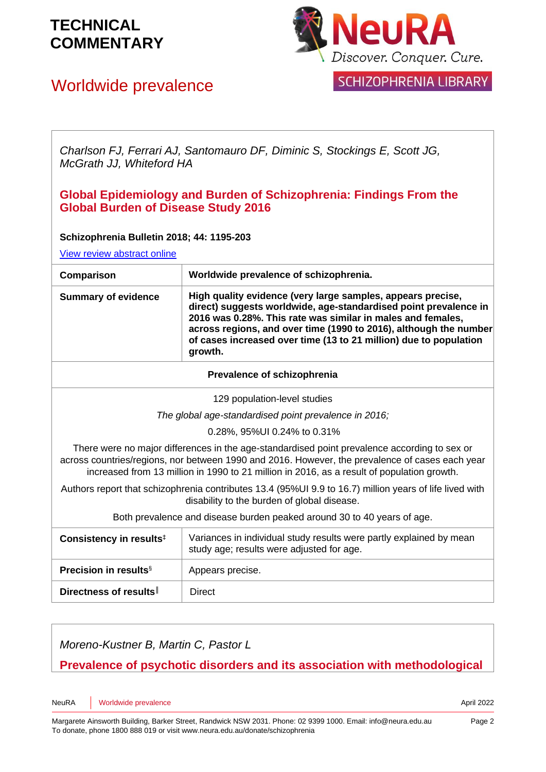*Charlson FJ, Ferrari AJ, Santomauro DF, Diminic S, Stockings E, Scott JG, McGrath JJ, Whiteford HA*

**Global Epidemiology and Burden of Schizophrenia: Findings From the Global Burden of Disease Study 2016**

**Schizophrenia Bulletin 2018; 44: 1195-203**

View review abstract online

| **Comparison** | **Worldwide prevalence of schizophrenia.** |
|---|---|
| **Summary of evidence** | **High quality evidence (very large samples, appears precise, direct) suggests worldwide, age-standardised point prevalence in 2016 was 0.28%. This rate was similar in males and females, across regions, and over time (1990 to 2016), although the number of cases increased over time (13 to 21 million) due to population growth.** |
| **Prevalence of schizophrenia** | |
| 129 population-level studies<br>*The global age-standardised point prevalence in 2016;*<br>0.28%, 95%UI 0.24% to 0.31%<br>There were no major differences in the age-standardised point prevalence according to sex or across countries/regions, nor between 1990 and 2016. However, the prevalence of cases each year increased from 13 million in 1990 to 21 million in 2016, as a result of population growth.<br>Authors report that schizophrenia contributes 13.4 (95%UI 9.9 to 16.7) million years of life lived with disability to the burden of global disease.<br>Both prevalence and disease burden peaked around 30 to 40 years of age. | |
| **Consistency in results‡** | Variances in individual study results were partly explained by mean study age; results were adjusted for age. |
| **Precision in results§** | Appears precise. |
| **Directness of results‖** | Direct |

*Moreno-Kustner B, Martin C, Pastor L*

**Prevalence of psychotic disorders and its association with methodological**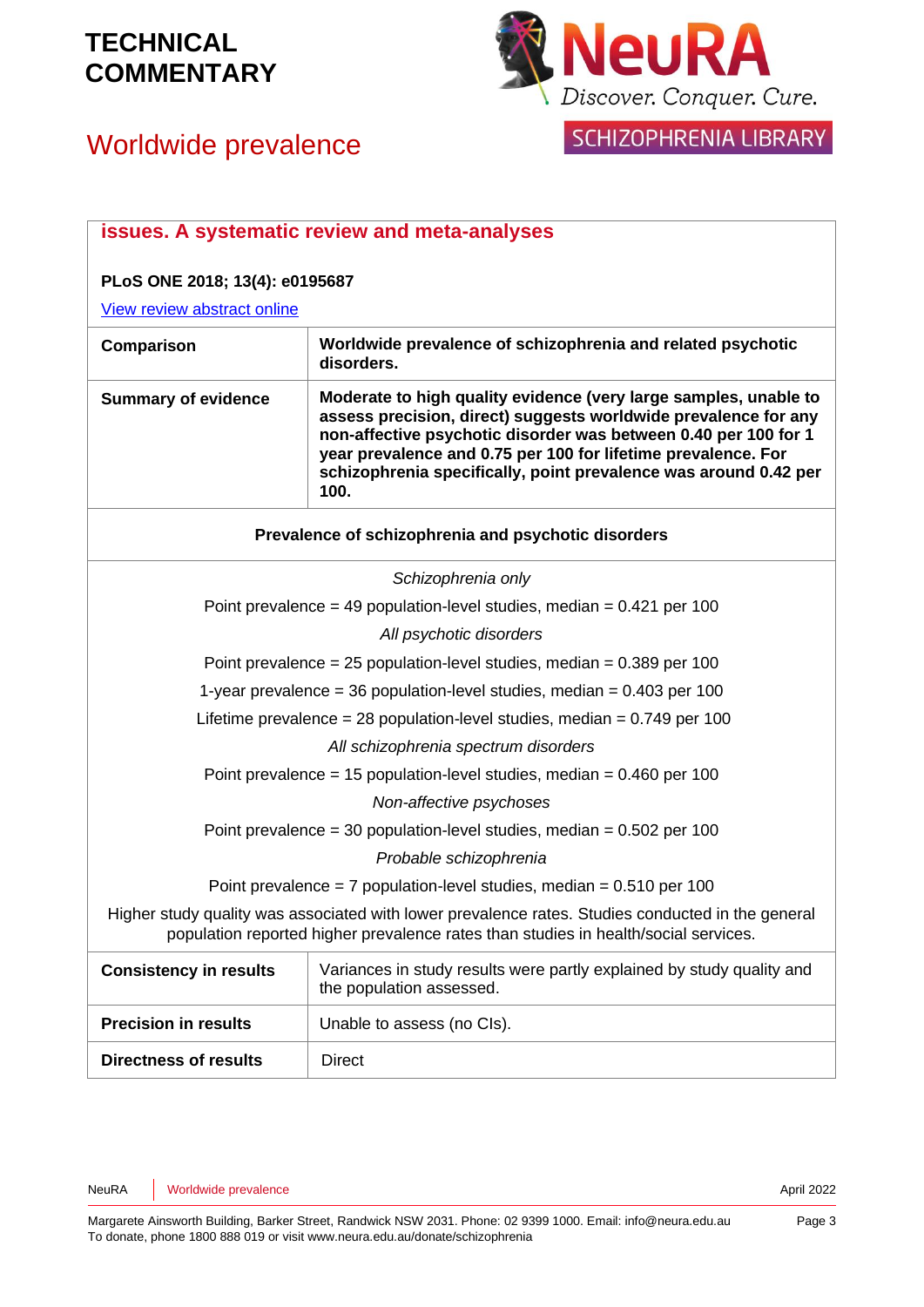**issues. A systematic review and meta-analyses**

**PLoS ONE 2018; 13(4): e0195687**

View review abstract online

| | |
|---|---|
| **Comparison** | **Worldwide prevalence of schizophrenia and related psychotic disorders.** |
| **Summary of evidence** | **Moderate to high quality evidence (very large samples, unable to assess precision, direct) suggests worldwide prevalence for any non-affective psychotic disorder was between 0.40 per 100 for 1 year prevalence and 0.75 per 100 for lifetime prevalence. For schizophrenia specifically, point prevalence was around 0.42 per 100.** |
| **Prevalence of schizophrenia and psychotic disorders** | |
| *Schizophrenia only*<br>Point prevalence = 49 population-level studies, median = 0.421 per 100<br>*All psychotic disorders*<br>Point prevalence = 25 population-level studies, median = 0.389 per 100<br>1-year prevalence = 36 population-level studies, median = 0.403 per 100<br>Lifetime prevalence = 28 population-level studies, median = 0.749 per 100<br>*All schizophrenia spectrum disorders*<br>Point prevalence = 15 population-level studies, median = 0.460 per 100<br>*Non-affective psychoses*<br>Point prevalence = 30 population-level studies, median = 0.502 per 100<br>*Probable schizophrenia*<br>Point prevalence = 7 population-level studies, median = 0.510 per 100<br>Higher study quality was associated with lower prevalence rates. Studies conducted in the general population reported higher prevalence rates than studies in health/social services. | |
| **Consistency in results** | Variances in study results were partly explained by study quality and the population assessed. |
| **Precision in results** | Unable to assess (no CIs). |
| **Directness of results** | Direct |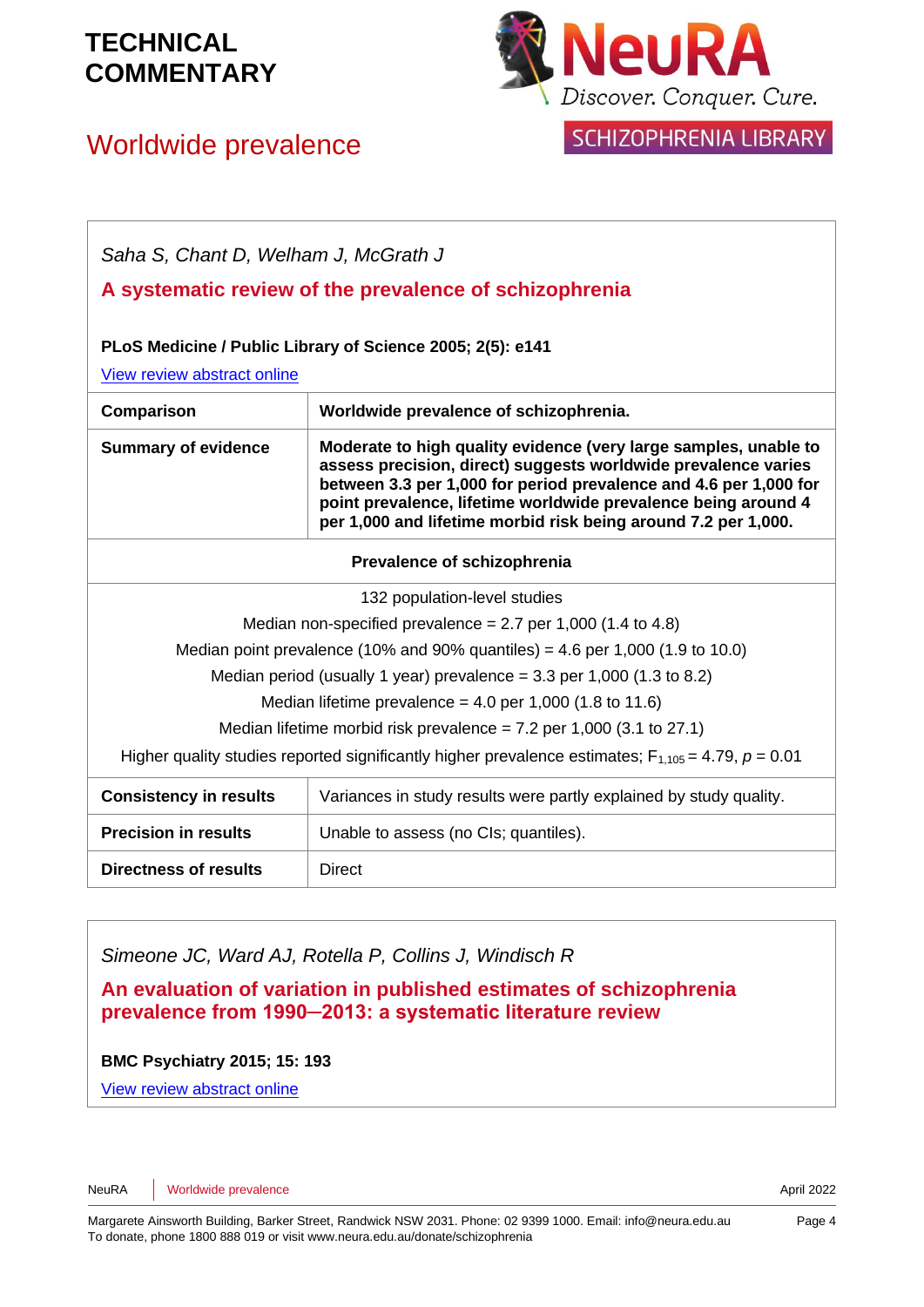*Saha S, Chant D, Welham J, McGrath J*

**A systematic review of the prevalence of schizophrenia**

**PLoS Medicine / Public Library of Science 2005; 2(5): e141**

View review abstract online

| **Comparison** | **Worldwide prevalence of schizophrenia.** |
|---|---|
| **Summary of evidence** | **Moderate to high quality evidence (very large samples, unable to assess precision, direct) suggests worldwide prevalence varies between 3.3 per 1,000 for period prevalence and 4.6 per 1,000 for point prevalence, lifetime worldwide prevalence being around 4 per 1,000 and lifetime morbid risk being around 7.2 per 1,000.** |

**Prevalence of schizophrenia**

132 population-level studies

Median non-specified prevalence = 2.7 per 1,000 (1.4 to 4.8)

Median point prevalence (10% and 90% quantiles) = 4.6 per 1,000 (1.9 to 10.0)

Median period (usually 1 year) prevalence = 3.3 per 1,000 (1.3 to 8.2)

Median lifetime prevalence = 4.0 per 1,000 (1.8 to 11.6)

Median lifetime morbid risk prevalence = 7.2 per 1,000 (3.1 to 27.1)

Higher quality studies reported significantly higher prevalence estimates; $F_{1,105} = 4.79$, $p = 0.01$

| | |
|---|---|
| **Consistency in results** | Variances in study results were partly explained by study quality. |
| **Precision in results** | Unable to assess (no CIs; quantiles). |
| **Directness of results** | Direct |

*Simeone JC, Ward AJ, Rotella P, Collins J, Windisch R*

**An evaluation of variation in published estimates of schizophrenia prevalence from 1990─2013: a systematic literature review**

**BMC Psychiatry 2015; 15: 193**

View review abstract online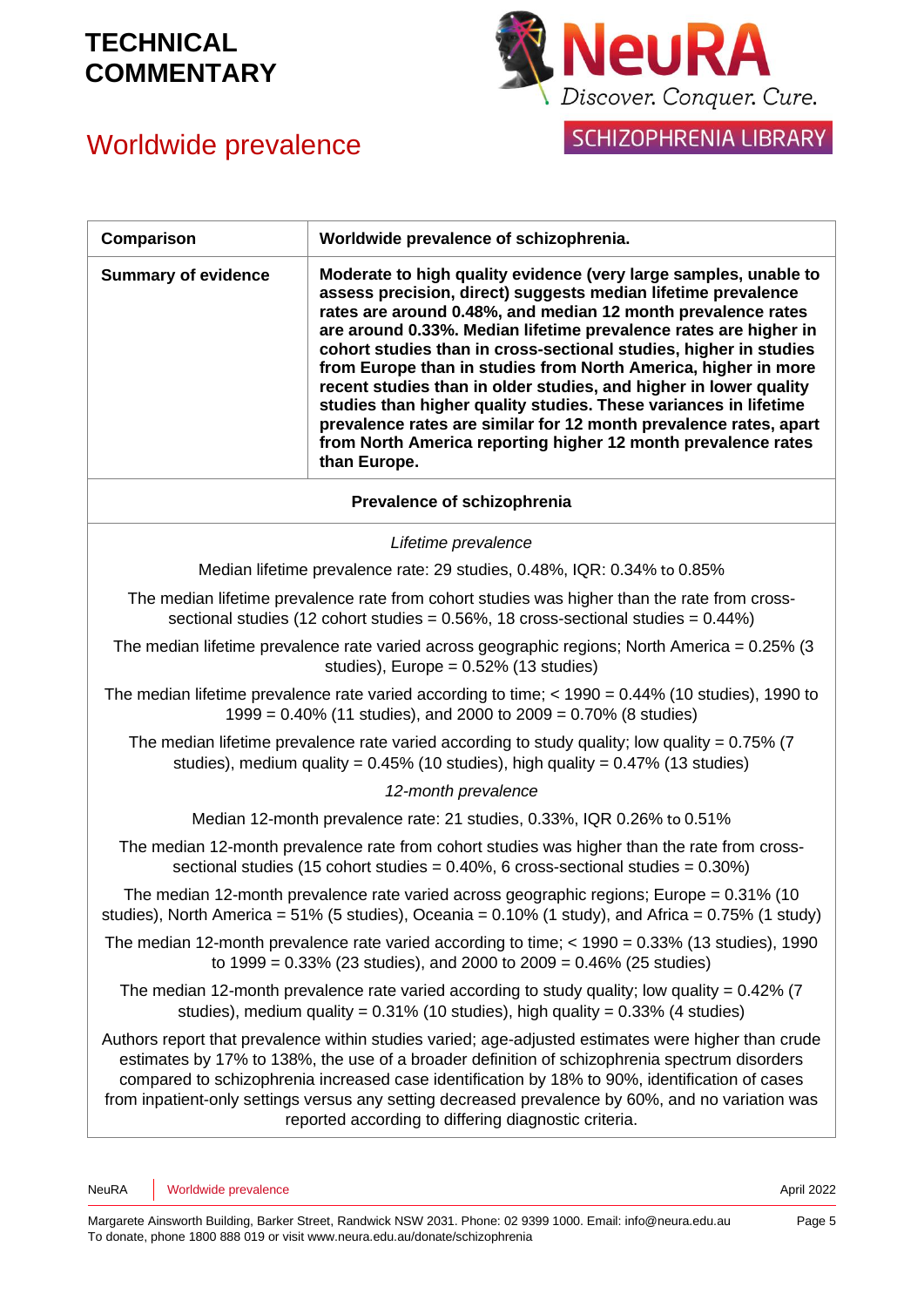# TECHNICAL COMMENTARY

# Worldwide prevalence

| Comparison | Worldwide prevalence of schizophrenia. |
|---|---|
| Summary of evidence | **Moderate to high quality evidence (very large samples, unable to assess precision, direct) suggests median lifetime prevalence rates are around 0.48%, and median 12 month prevalence rates are around 0.33%. Median lifetime prevalence rates are higher in cohort studies than in cross-sectional studies, higher in studies from Europe than in studies from North America, higher in more recent studies than in older studies, and higher in lower quality studies than higher quality studies. These variances in lifetime prevalence rates are similar for 12 month prevalence rates, apart from North America reporting higher 12 month prevalence rates than Europe.** |

**Prevalence of schizophrenia**

*Lifetime prevalence*

Median lifetime prevalence rate: 29 studies, 0.48%, IQR: 0.34% to 0.85%

The median lifetime prevalence rate from cohort studies was higher than the rate from cross-sectional studies (12 cohort studies = 0.56%, 18 cross-sectional studies = 0.44%)

The median lifetime prevalence rate varied across geographic regions; North America = 0.25% (3 studies), Europe = 0.52% (13 studies)

The median lifetime prevalence rate varied according to time; < 1990 = 0.44% (10 studies), 1990 to 1999 = 0.40% (11 studies), and 2000 to 2009 = 0.70% (8 studies)

The median lifetime prevalence rate varied according to study quality; low quality = 0.75% (7 studies), medium quality = 0.45% (10 studies), high quality = 0.47% (13 studies)

*12-month prevalence*

Median 12-month prevalence rate: 21 studies, 0.33%, IQR 0.26% to 0.51%

The median 12-month prevalence rate from cohort studies was higher than the rate from cross-sectional studies (15 cohort studies = 0.40%, 6 cross-sectional studies = 0.30%)

The median 12-month prevalence rate varied across geographic regions; Europe = 0.31% (10 studies), North America = 51% (5 studies), Oceania = 0.10% (1 study), and Africa = 0.75% (1 study)

The median 12-month prevalence rate varied according to time; < 1990 = 0.33% (13 studies), 1990 to 1999 = 0.33% (23 studies), and 2000 to 2009 = 0.46% (25 studies)

The median 12-month prevalence rate varied according to study quality; low quality = 0.42% (7 studies), medium quality = 0.31% (10 studies), high quality = 0.33% (4 studies)

Authors report that prevalence within studies varied; age-adjusted estimates were higher than crude estimates by 17% to 138%, the use of a broader definition of schizophrenia spectrum disorders compared to schizophrenia increased case identification by 18% to 90%, identification of cases from inpatient-only settings versus any setting decreased prevalence by 60%, and no variation was reported according to differing diagnostic criteria.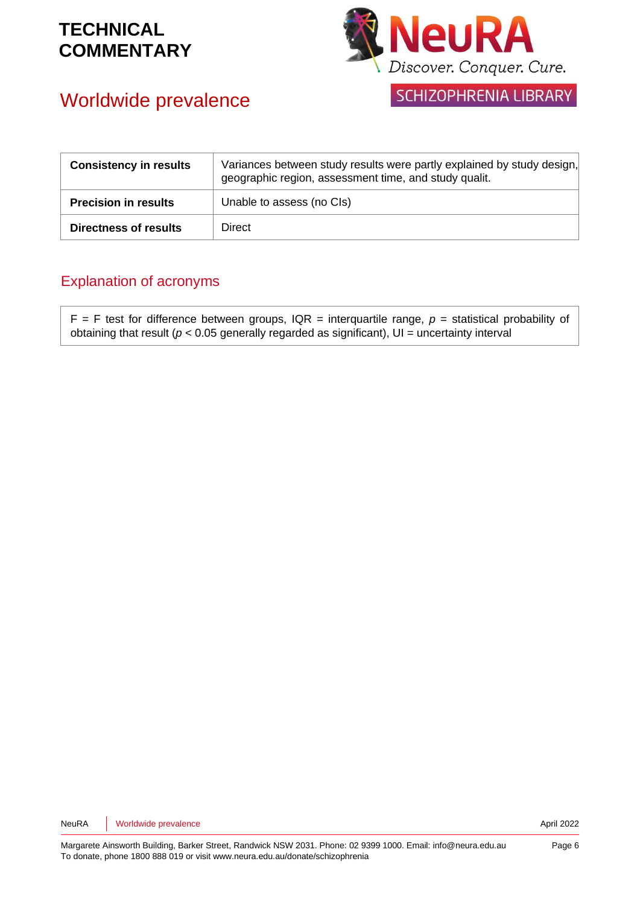| Consistency in results | Variances between study results were partly explained by study design, geographic region, assessment time, and study qualit. |
|---|---|
| **Precision in results** | Unable to assess (no CIs) |
| **Directness of results** | Direct |

## Explanation of acronyms

F = F test for difference between groups, IQR = interquartile range, *p* = statistical probability of obtaining that result ($p < 0.05$ generally regarded as significant), UI = uncertainty interval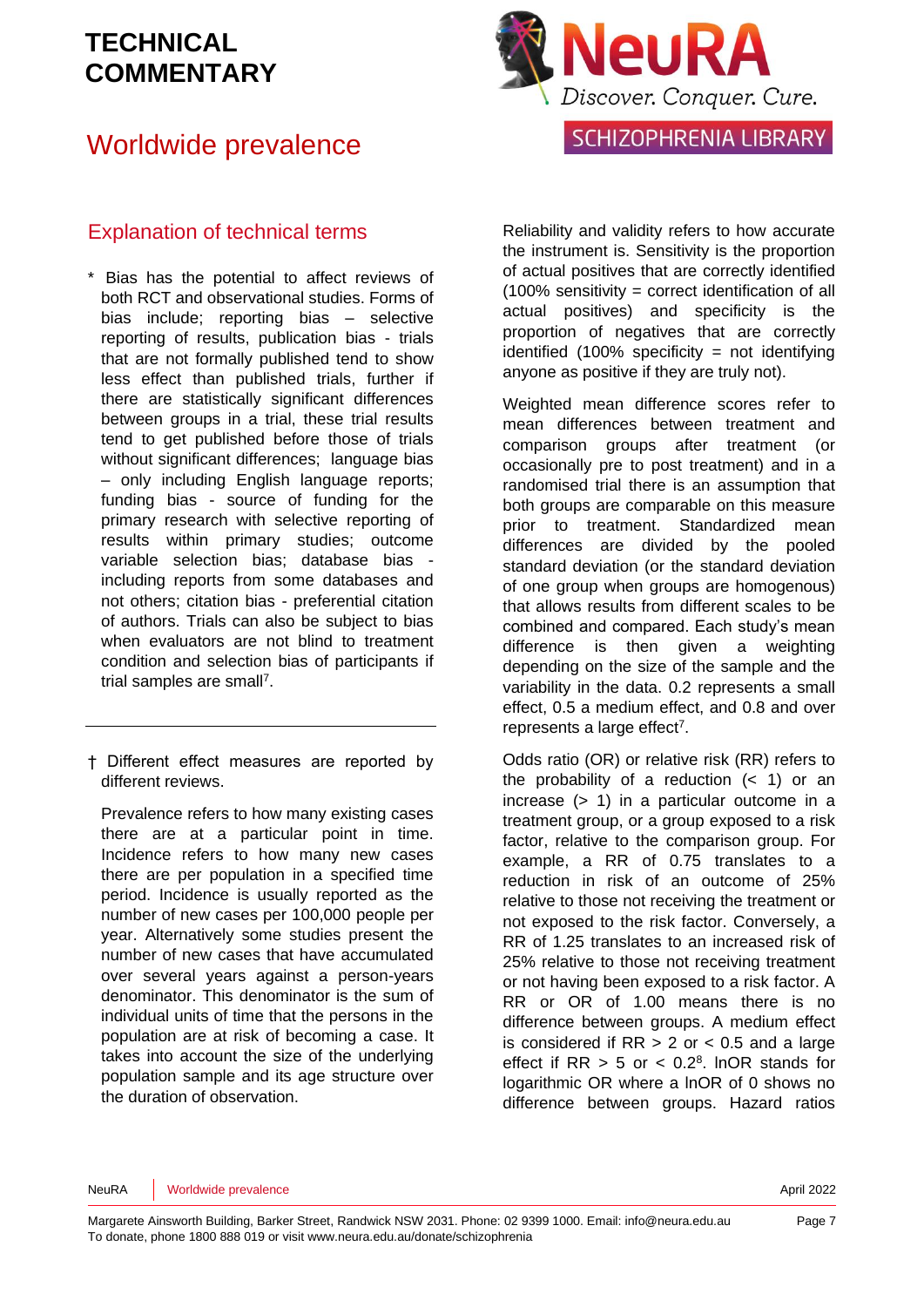## Explanation of technical terms

\* Bias has the potential to affect reviews of both RCT and observational studies. Forms of bias include; reporting bias – selective reporting of results, publication bias - trials that are not formally published tend to show less effect than published trials, further if there are statistically significant differences between groups in a trial, these trial results tend to get published before those of trials without significant differences; language bias – only including English language reports; funding bias - source of funding for the primary research with selective reporting of results within primary studies; outcome variable selection bias; database bias - including reports from some databases and not others; citation bias - preferential citation of authors. Trials can also be subject to bias when evaluators are not blind to treatment condition and selection bias of participants if trial samples are small[7].

---

† Different effect measures are reported by different reviews.

Prevalence refers to how many existing cases there are at a particular point in time. Incidence refers to how many new cases there are per population in a specified time period. Incidence is usually reported as the number of new cases per 100,000 people per year. Alternatively some studies present the number of new cases that have accumulated over several years against a person-years denominator. This denominator is the sum of individual units of time that the persons in the population are at risk of becoming a case. It takes into account the size of the underlying population sample and its age structure over the duration of observation.

Reliability and validity refers to how accurate the instrument is. Sensitivity is the proportion of actual positives that are correctly identified (100% sensitivity = correct identification of all actual positives) and specificity is the proportion of negatives that are correctly identified (100% specificity = not identifying anyone as positive if they are truly not).

Weighted mean difference scores refer to mean differences between treatment and comparison groups after treatment (or occasionally pre to post treatment) and in a randomised trial there is an assumption that both groups are comparable on this measure prior to treatment. Standardized mean differences are divided by the pooled standard deviation (or the standard deviation of one group when groups are homogenous) that allows results from different scales to be combined and compared. Each study's mean difference is then given a weighting depending on the size of the sample and the variability in the data. 0.2 represents a small effect, 0.5 a medium effect, and 0.8 and over represents a large effect[7].

Odds ratio (OR) or relative risk (RR) refers to the probability of a reduction (< 1) or an increase (> 1) in a particular outcome in a treatment group, or a group exposed to a risk factor, relative to the comparison group. For example, a RR of 0.75 translates to a reduction in risk of an outcome of 25% relative to those not receiving the treatment or not exposed to the risk factor. Conversely, a RR of 1.25 translates to an increased risk of 25% relative to those not receiving treatment or not having been exposed to a risk factor. A RR or OR of 1.00 means there is no difference between groups. A medium effect is considered if RR > 2 or < 0.5 and a large effect if RR > 5 or < 0.2[8]. lnOR stands for logarithmic OR where a lnOR of 0 shows no difference between groups. Hazard ratios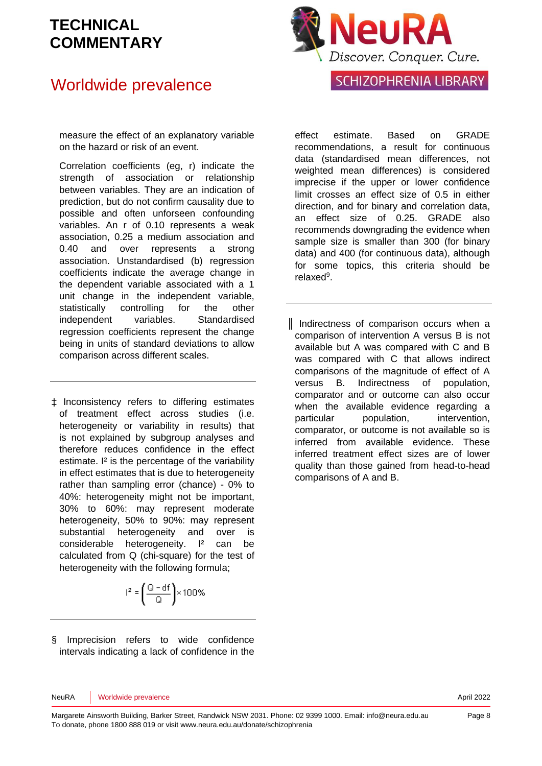measure the effect of an explanatory variable on the hazard or risk of an event.

Correlation coefficients (eg, r) indicate the strength of association or relationship between variables. They are an indication of prediction, but do not confirm causality due to possible and often unforeseen confounding variables. An r of 0.10 represents a weak association, 0.25 a medium association and 0.40 and over represents a strong association. Unstandardised (b) regression coefficients indicate the average change in the dependent variable associated with a 1 unit change in the independent variable, statistically controlling for the other independent variables. Standardised regression coefficients represent the change being in units of standard deviations to allow comparison across different scales.

---

‡ Inconsistency refers to differing estimates of treatment effect across studies (i.e. heterogeneity or variability in results) that is not explained by subgroup analyses and therefore reduces confidence in the effect estimate. $I^2$ is the percentage of the variability in effect estimates that is due to heterogeneity rather than sampling error (chance) - 0% to 40%: heterogeneity might not be important, 30% to 60%: may represent moderate heterogeneity, 50% to 90%: may represent substantial heterogeneity and over is considerable heterogeneity. $I^2$ can be calculated from Q (chi-square) for the test of heterogeneity with the following formula;

$$I^2 = \left(\frac{Q - df}{Q}\right) \times 100\%$$

---

§ Imprecision refers to wide confidence intervals indicating a lack of confidence in the effect estimate. Based on GRADE recommendations, a result for continuous data (standardised mean differences, not weighted mean differences) is considered imprecise if the upper or lower confidence limit crosses an effect size of 0.5 in either direction, and for binary and correlation data, an effect size of 0.25. GRADE also recommends downgrading the evidence when sample size is smaller than 300 (for binary data) and 400 (for continuous data), although for some topics, this criteria should be relaxed[9].

---

‖ Indirectness of comparison occurs when a comparison of intervention A versus B is not available but A was compared with C and B was compared with C that allows indirect comparisons of the magnitude of effect of A versus B. Indirectness of population, comparator and or outcome can also occur when the available evidence regarding a particular population, intervention, comparator, or outcome is not available so is inferred from available evidence. These inferred treatment effect sizes are of lower quality than those gained from head-to-head comparisons of A and B.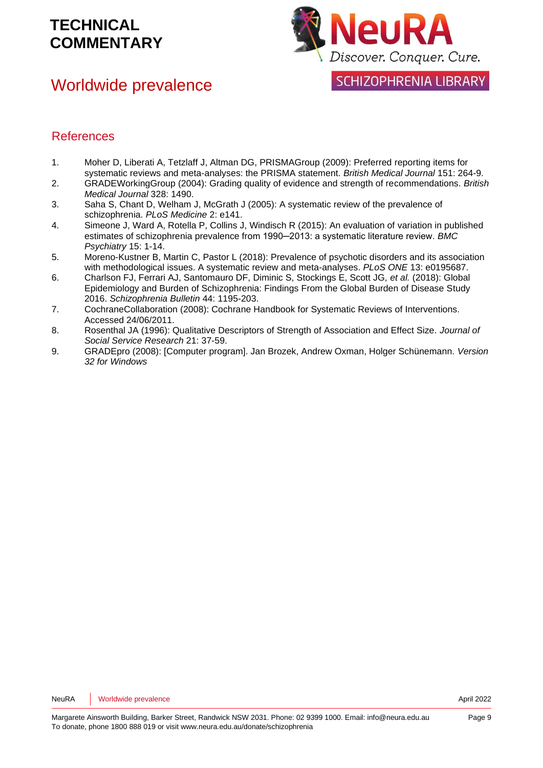## References

1. Moher D, Liberati A, Tetzlaff J, Altman DG, PRISMAGroup (2009): Preferred reporting items for systematic reviews and meta-analyses: the PRISMA statement. *British Medical Journal* 151: 264-9.
2. GRADEWorkingGroup (2004): Grading quality of evidence and strength of recommendations. *British Medical Journal* 328: 1490.
3. Saha S, Chant D, Welham J, McGrath J (2005): A systematic review of the prevalence of schizophrenia. *PLoS Medicine* 2: e141.
4. Simeone J, Ward A, Rotella P, Collins J, Windisch R (2015): An evaluation of variation in published estimates of schizophrenia prevalence from 1990─2013: a systematic literature review. *BMC Psychiatry* 15: 1-14.
5. Moreno-Kustner B, Martin C, Pastor L (2018): Prevalence of psychotic disorders and its association with methodological issues. A systematic review and meta-analyses. *PLoS ONE* 13: e0195687.
6. Charlson FJ, Ferrari AJ, Santomauro DF, Diminic S, Stockings E, Scott JG*, et al.* (2018): Global Epidemiology and Burden of Schizophrenia: Findings From the Global Burden of Disease Study 2016. *Schizophrenia Bulletin* 44: 1195-203.
7. CochraneCollaboration (2008): Cochrane Handbook for Systematic Reviews of Interventions. Accessed 24/06/2011.
8. Rosenthal JA (1996): Qualitative Descriptors of Strength of Association and Effect Size. *Journal of Social Service Research* 21: 37-59.
9. GRADEpro (2008): [Computer program]. Jan Brozek, Andrew Oxman, Holger Schünemann. *Version 32 for Windows*